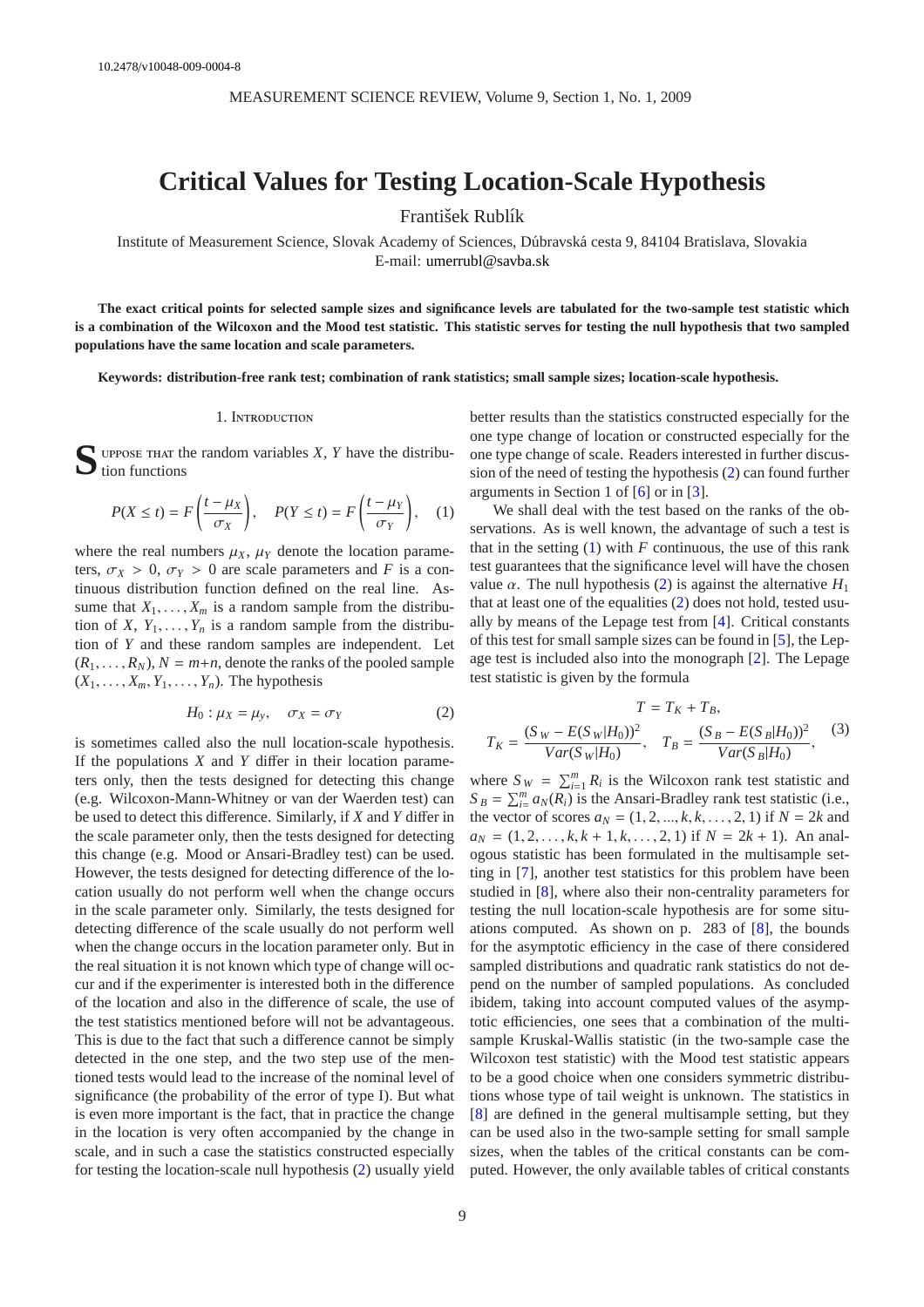10.2478/v10048-009-0004-8

# Critical Values for Testing Location-Scale Hypothesis

František Rublík

Institute of Measurement Science, Slovak Academy of Sciences, Dúbravská cesta 9, 84104 Bratislava, Slovakia
E-mail: umerrubl@savba.sk

**The exact critical points for selected sample sizes and significance levels are tabulated for the two-sample test statistic which is a combination of the Wilcoxon and the Mood test statistic. This statistic serves for testing the null hypothesis that two sampled populations have the same location and scale parameters.**

**Keywords: distribution-free rank test; combination of rank statistics; small sample sizes; location-scale hypothesis.**

## 1. Introduction

Suppose that the random variables $X$, $Y$ have the distribution functions

$$P(X \le t) = F\left(\frac{t-\mu_X}{\sigma_X}\right), \quad P(Y \le t) = F\left(\frac{t-\mu_Y}{\sigma_Y}\right), \quad (1)$$

where the real numbers $\mu_X$, $\mu_Y$ denote the location parameters, $\sigma_X > 0$, $\sigma_Y > 0$ are scale parameters and $F$ is a continuous distribution function defined on the real line. Assume that $X_1, \ldots, X_m$ is a random sample from the distribution of $X$, $Y_1, \ldots, Y_n$ is a random sample from the distribution of $Y$ and these random samples are independent. Let $(R_1, \ldots, R_N)$, $N = m+n$, denote the ranks of the pooled sample $(X_1, \ldots, X_m, Y_1, \ldots, Y_n)$. The hypothesis

$$H_0 : \mu_X = \mu_y, \quad \sigma_X = \sigma_Y \quad (2)$$

is sometimes called also the null location-scale hypothesis. If the populations $X$ and $Y$ differ in their location parameters only, then the tests designed for detecting this change (e.g. Wilcoxon-Mann-Whitney or van der Waerden test) can be used to detect this difference. Similarly, if $X$ and $Y$ differ in the scale parameter only, then the tests designed for detecting this change (e.g. Mood or Ansari-Bradley test) can be used. However, the tests designed for detecting difference of the location usually do not perform well when the change occurs in the scale parameter only. Similarly, the tests designed for detecting difference of the scale usually do not perform well when the change occurs in the location parameter only. But in the real situation it is not known which type of change will occur and if the experimenter is interested both in the difference of the location and also in the difference of scale, the use of the test statistics mentioned before will not be advantageous. This is due to the fact that such a difference cannot be simply detected in the one step, and the two step use of the mentioned tests would lead to the increase of the nominal level of significance (the probability of the error of type I). But what is even more important is the fact, that in practice the change in the location is very often accompanied by the change in scale, and in such a case the statistics constructed especially for testing the location-scale null hypothesis (2) usually yield better results than the statistics constructed especially for the one type change of location or constructed especially for the one type change of scale. Readers interested in further discussion of the need of testing the hypothesis (2) can found further arguments in Section 1 of [6] or in [3].

We shall deal with the test based on the ranks of the observations. As is well known, the advantage of such a test is that in the setting (1) with $F$ continuous, the use of this rank test guarantees that the significance level will have the chosen value $\alpha$. The null hypothesis (2) is against the alternative $H_1$ that at least one of the equalities (2) does not hold, tested usually by means of the Lepage test from [4]. Critical constants of this test for small sample sizes can be found in [5], the Lepage test is included also into the monograph [2]. The Lepage test statistic is given by the formula

$$T = T_K + T_B,$$
$$T_K = \frac{(S_W - E(S_W|H_0))^2}{Var(S_W|H_0)}, \quad T_B = \frac{(S_B - E(S_B|H_0))^2}{Var(S_B|H_0)}, \quad (3)$$

where $S_W = \sum_{i=1}^{m} R_i$ is the Wilcoxon rank test statistic and $S_B = \sum_{i=}^{m} a_N(R_i)$ is the Ansari-Bradley rank test statistic (i.e., the vector of scores $a_N = (1, 2, ..., k, k, \ldots, 2, 1)$ if $N = 2k$ and $a_N = (1, 2, \ldots, k, k+1, k, \ldots, 2, 1)$ if $N = 2k+1$). An analogous statistic has been formulated in the multisample setting in [7], another test statistics for this problem have been studied in [8], where also their non-centrality parameters for testing the null location-scale hypothesis are for some situations computed. As shown on p. 283 of [8], the bounds for the asymptotic efficiency in the case of there considered sampled distributions and quadratic rank statistics do not depend on the number of sampled populations. As concluded ibidem, taking into account computed values of the asymptotic efficiencies, one sees that a combination of the multisample Kruskal-Wallis statistic (in the two-sample case the Wilcoxon test statistic) with the Mood test statistic appears to be a good choice when one considers symmetric distributions whose type of tail weight is unknown. The statistics in [8] are defined in the general multisample setting, but they can be used also in the two-sample setting for small sample sizes, when the tables of the critical constants can be computed. However, the only available tables of critical constants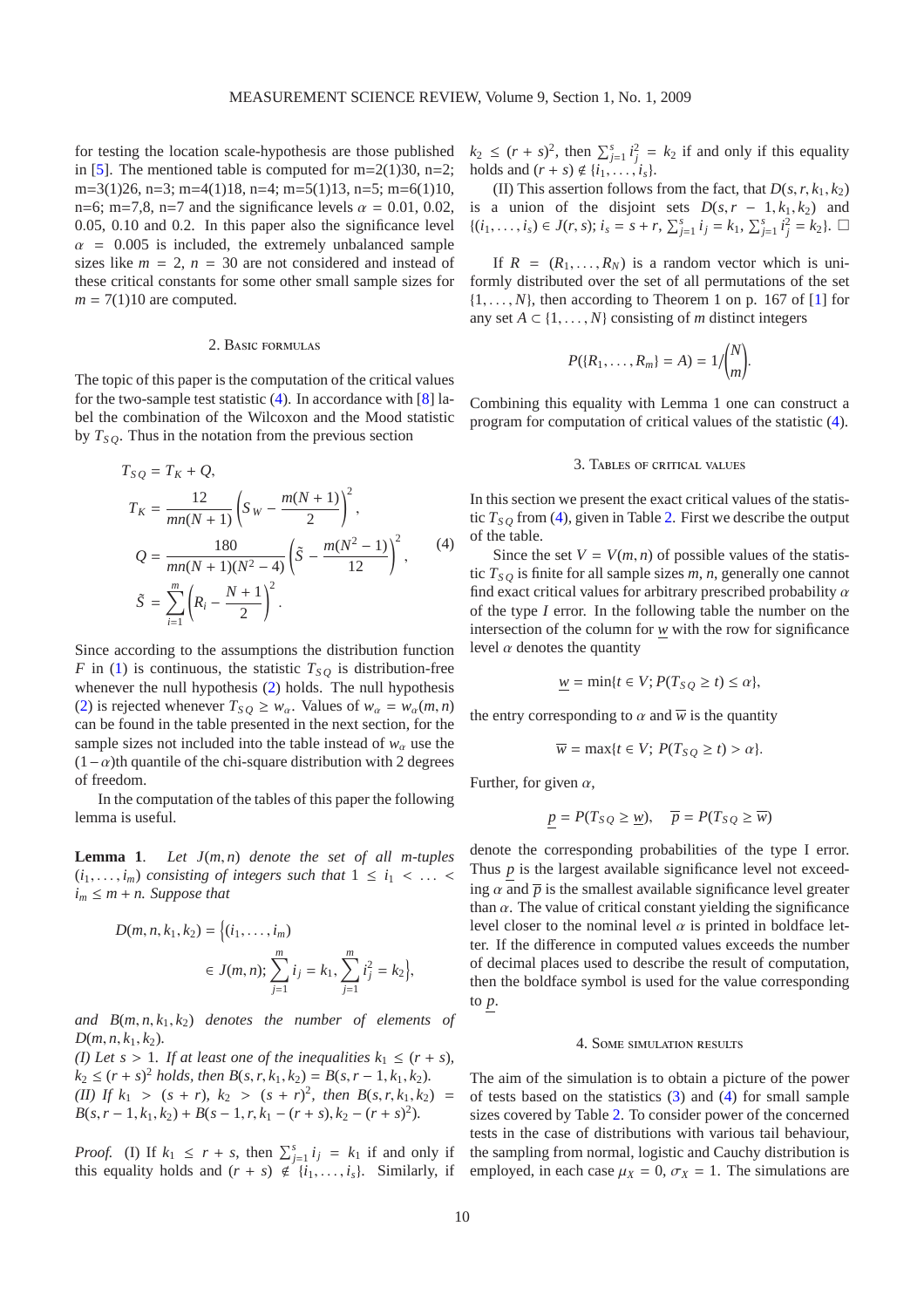for testing the location scale-hypothesis are those published in [5]. The mentioned table is computed for m=2(1)30, n=2; m=3(1)26, n=3; m=4(1)18, n=4; m=5(1)13, n=5; m=6(1)10, n=6; m=7,8, n=7 and the significance levels $\alpha = 0.01$, 0.02, 0.05, 0.10 and 0.2. In this paper also the significance level $\alpha = 0.005$ is included, the extremely unbalanced sample sizes like $m = 2$, $n = 30$ are not considered and instead of these critical constants for some other small sample sizes for $m = 7(1)10$ are computed.

## 2. Basic formulas

The topic of this paper is the computation of the critical values for the two-sample test statistic (4). In accordance with [8] label the combination of the Wilcoxon and the Mood statistic by $T_{SQ}$. Thus in the notation from the previous section

$$
\begin{aligned}
T_{SQ} &= T_K + Q, \\
T_K &= \frac{12}{mn(N+1)}\left(S_W - \frac{m(N+1)}{2}\right)^2, \\
Q &= \frac{180}{mn(N+1)(N^2-4)}\left(\tilde{S} - \frac{m(N^2-1)}{12}\right)^2, \qquad (4) \\
\tilde{S} &= \sum_{i=1}^{m}\left(R_i - \frac{N+1}{2}\right)^2.
\end{aligned}
$$

Since according to the assumptions the distribution function $F$ in (1) is continuous, the statistic $T_{SQ}$ is distribution-free whenever the null hypothesis (2) holds. The null hypothesis (2) is rejected whenever $T_{SQ} \geq w_\alpha$. Values of $w_\alpha = w_\alpha(m,n)$ can be found in the table presented in the next section, for the sample sizes not included into the table instead of $w_\alpha$ use the $(1-\alpha)$th quantile of the chi-square distribution with 2 degrees of freedom.

In the computation of the tables of this paper the following lemma is useful.

**Lemma 1**. *Let $J(m,n)$ denote the set of all m-tuples $(i_1,\ldots,i_m)$ consisting of integers such that $1 \leq i_1 < \ldots < i_m \leq m+n$. Suppose that*

$$
D(m,n,k_1,k_2) = \Big\{(i_1,\ldots,i_m) \in J(m,n); \sum_{j=1}^{m} i_j = k_1, \sum_{j=1}^{m} i_j^2 = k_2\Big\},
$$

*and $B(m,n,k_1,k_2)$ denotes the number of elements of $D(m,n,k_1,k_2)$.*

*(I) Let $s > 1$. If at least one of the inequalities $k_1 \leq (r+s)$, $k_2 \leq (r+s)^2$ holds, then $B(s,r,k_1,k_2) = B(s,r-1,k_1,k_2)$.*

*(II) If $k_1 > (s+r)$, $k_2 > (s+r)^2$, then $B(s,r,k_1,k_2) = B(s,r-1,k_1,k_2) + B(s-1,r,k_1-(r+s),k_2-(r+s)^2)$.*

*Proof.* (I) If $k_1 \leq r+s$, then $\sum_{j=1}^{s} i_j = k_1$ if and only if this equality holds and $(r+s) \notin \{i_1,\ldots,i_s\}$. Similarly, if $k_2 \leq (r+s)^2$, then $\sum_{j=1}^{s} i_j^2 = k_2$ if and only if this equality holds and $(r+s) \notin \{i_1,\ldots,i_s\}$.

(II) This assertion follows from the fact, that $D(s,r,k_1,k_2)$ is a union of the disjoint sets $D(s,r-1,k_1,k_2)$ and $\{(i_1,\ldots,i_s) \in J(r,s);\ i_s = s+r,\ \sum_{j=1}^{s} i_j = k_1,\ \sum_{j=1}^{s} i_j^2 = k_2\}$. □

If $R = (R_1,\ldots,R_N)$ is a random vector which is uniformly distributed over the set of all permutations of the set $\{1,\ldots,N\}$, then according to Theorem 1 on p. 167 of [1] for any set $A \subset \{1,\ldots,N\}$ consisting of $m$ distinct integers

$$
P(\{R_1,\ldots,R_m\} = A) = 1\Big/\binom{N}{m}.
$$

Combining this equality with Lemma 1 one can construct a program for computation of critical values of the statistic (4).

## 3. Tables of critical values

In this section we present the exact critical values of the statistic $T_{SQ}$ from (4), given in Table 2. First we describe the output of the table.

Since the set $V = V(m,n)$ of possible values of the statistic $T_{SQ}$ is finite for all sample sizes $m$, $n$, generally one cannot find exact critical values for arbitrary prescribed probability $\alpha$ of the type $I$ error. In the following table the number on the intersection of the column for $\underline{w}$ with the row for significance level $\alpha$ denotes the quantity

$$
\underline{w} = \min\{t \in V; P(T_{SQ} \geq t) \leq \alpha\},
$$

the entry corresponding to $\alpha$ and $\overline{w}$ is the quantity

$$
\overline{w} = \max\{t \in V;\ P(T_{SQ} \geq t) > \alpha\}.
$$

Further, for given $\alpha$,

$$
\underline{p} = P(T_{SQ} \geq \underline{w}), \quad \overline{p} = P(T_{SQ} \geq \overline{w})
$$

denote the corresponding probabilities of the type I error. Thus $\underline{p}$ is the largest available significance level not exceeding $\alpha$ and $\overline{p}$ is the smallest available significance level greater than $\alpha$. The value of critical constant yielding the significance level closer to the nominal level $\alpha$ is printed in boldface letter. If the difference in computed values exceeds the number of decimal places used to describe the result of computation, then the boldface symbol is used for the value corresponding to $\underline{p}$.

## 4. Some simulation results

The aim of the simulation is to obtain a picture of the power of tests based on the statistics (3) and (4) for small sample sizes covered by Table 2. To consider power of the concerned tests in the case of distributions with various tail behaviour, the sampling from normal, logistic and Cauchy distribution is employed, in each case $\mu_X = 0$, $\sigma_X = 1$. The simulations are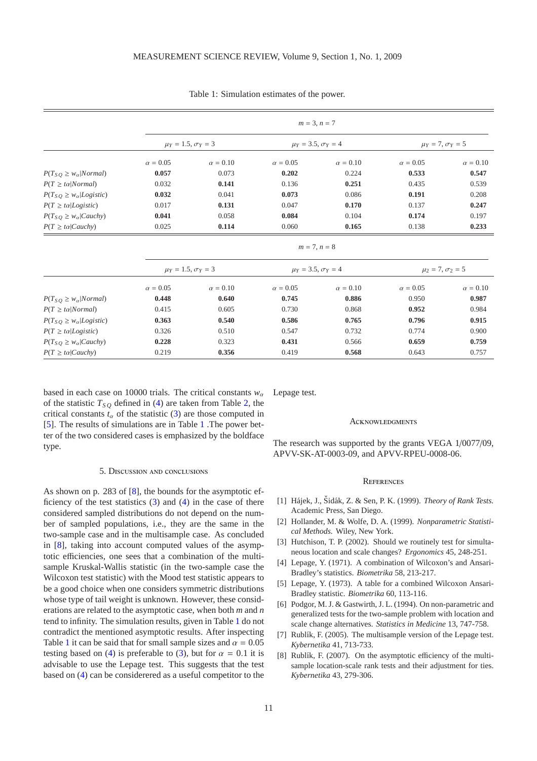Table 1: Simulation estimates of the power.

| | $m = 3, n = 7$ | | | | | |
|---|---|---|---|---|---|---|
| | $\mu_Y = 1.5, \sigma_Y = 3$ | | $\mu_Y = 3.5, \sigma_Y = 4$ | | $\mu_Y = 7, \sigma_Y = 5$ | |
| | $\alpha = 0.05$ | $\alpha = 0.10$ | $\alpha = 0.05$ | $\alpha = 0.10$ | $\alpha = 0.05$ | $\alpha = 0.10$ |
| $P(T_{SQ} \geq w_\alpha \mid Normal)$ | **0.057** | 0.073 | **0.202** | 0.224 | **0.533** | **0.547** |
| $P(T \geq t\alpha \mid Normal)$ | 0.032 | **0.141** | 0.136 | **0.251** | 0.435 | 0.539 |
| $P(T_{SQ} \geq w_\alpha \mid Logistic)$ | **0.032** | 0.041 | **0.073** | 0.086 | **0.191** | 0.208 |
| $P(T \geq t\alpha \mid Logistic)$ | 0.017 | **0.131** | 0.047 | **0.170** | 0.137 | **0.247** |
| $P(T_{SQ} \geq w_\alpha \mid Cauchy)$ | **0.041** | 0.058 | **0.084** | 0.104 | **0.174** | 0.197 |
| $P(T \geq t\alpha \mid Cauchy)$ | 0.025 | **0.114** | 0.060 | **0.165** | 0.138 | **0.233** |
| | $m = 7, n = 8$ | | | | | |
| | $\mu_Y = 1.5, \sigma_Y = 3$ | | $\mu_Y = 3.5, \sigma_Y = 4$ | | $\mu_2 = 7, \sigma_2 = 5$ | |
| | $\alpha = 0.05$ | $\alpha = 0.10$ | $\alpha = 0.05$ | $\alpha = 0.10$ | $\alpha = 0.05$ | $\alpha = 0.10$ |
| $P(T_{SQ} \geq w_\alpha \mid Normal)$ | **0.448** | **0.640** | **0.745** | **0.886** | 0.950 | **0.987** |
| $P(T \geq t\alpha \mid Normal)$ | 0.415 | 0.605 | 0.730 | 0.868 | **0.952** | 0.984 |
| $P(T_{SQ} \geq w_\alpha \mid Logistic)$ | **0.363** | **0.540** | **0.586** | **0.765** | **0.796** | **0.915** |
| $P(T \geq t\alpha \mid Logistic)$ | 0.326 | 0.510 | 0.547 | 0.732 | 0.774 | 0.900 |
| $P(T_{SQ} \geq w_\alpha \mid Cauchy)$ | **0.228** | 0.323 | **0.431** | 0.566 | **0.659** | **0.759** |
| $P(T \geq t\alpha \mid Cauchy)$ | 0.219 | **0.356** | 0.419 | **0.568** | 0.643 | 0.757 |

based in each case on 10000 trials. The critical constants $w_\alpha$ of the statistic $T_{SQ}$ defined in (4) are taken from Table 2, the critical constants $t_\alpha$ of the statistic (3) are those computed in [5]. The results of simulations are in Table 1 .The power better of the two considered cases is emphasized by the boldface type.

## 5. Discussion and conclusions

As shown on p. 283 of [8], the bounds for the asymptotic efficiency of the test statistics (3) and (4) in the case of there considered sampled distributions do not depend on the number of sampled populations, i.e., they are the same in the two-sample case and in the multisample case. As concluded in [8], taking into account computed values of the asymptotic efficiencies, one sees that a combination of the multisample Kruskal-Wallis statistic (in the two-sample case the Wilcoxon test statistic) with the Mood test statistic appears to be a good choice when one considers symmetric distributions whose type of tail weight is unknown. However, these considerations are related to the asymptotic case, when both $m$ and $n$ tend to infinity. The simulation results, given in Table 1 do not contradict the mentioned asymptotic results. After inspecting Table 1 it can be said that for small sample sizes and $\alpha = 0.05$ testing based on (4) is preferable to (3), but for $\alpha = 0.1$ it is advisable to use the Lepage test. This suggests that the test based on (4) can be considerered as a useful competitor to the Lepage test.

## Acknowledgments

The research was supported by the grants VEGA 1/0077/09, APVV-SK-AT-0003-09, and APVV-RPEU-0008-06.

## References

[1] Hájek, J., Šidák, Z. & Sen, P. K. (1999). *Theory of Rank Tests.* Academic Press, San Diego.

[2] Hollander, M. & Wolfe, D. A. (1999). *Nonparametric Statistical Methods.* Wiley, New York.

[3] Hutchison, T. P. (2002). Should we routinely test for simultaneous location and scale changes? *Ergonomics* 45, 248-251.

[4] Lepage, Y. (1971). A combination of Wilcoxon's and Ansari-Bradley's statistics. *Biometrika* 58, 213-217.

[5] Lepage, Y. (1973). A table for a combined Wilcoxon Ansari-Bradley statistic. *Biometrika* 60, 113-116.

[6] Podgor, M. J. & Gastwirth, J. L. (1994). On non-parametric and generalized tests for the two-sample problem with location and scale change alternatives. *Statistics in Medicine* 13, 747-758.

[7] Rublík, F. (2005). The multisample version of the Lepage test. *Kybernetika* 41, 713-733.

[8] Rublík, F. (2007). On the asymptotic efficiency of the multisample location-scale rank tests and their adjustment for ties. *Kybernetika* 43, 279-306.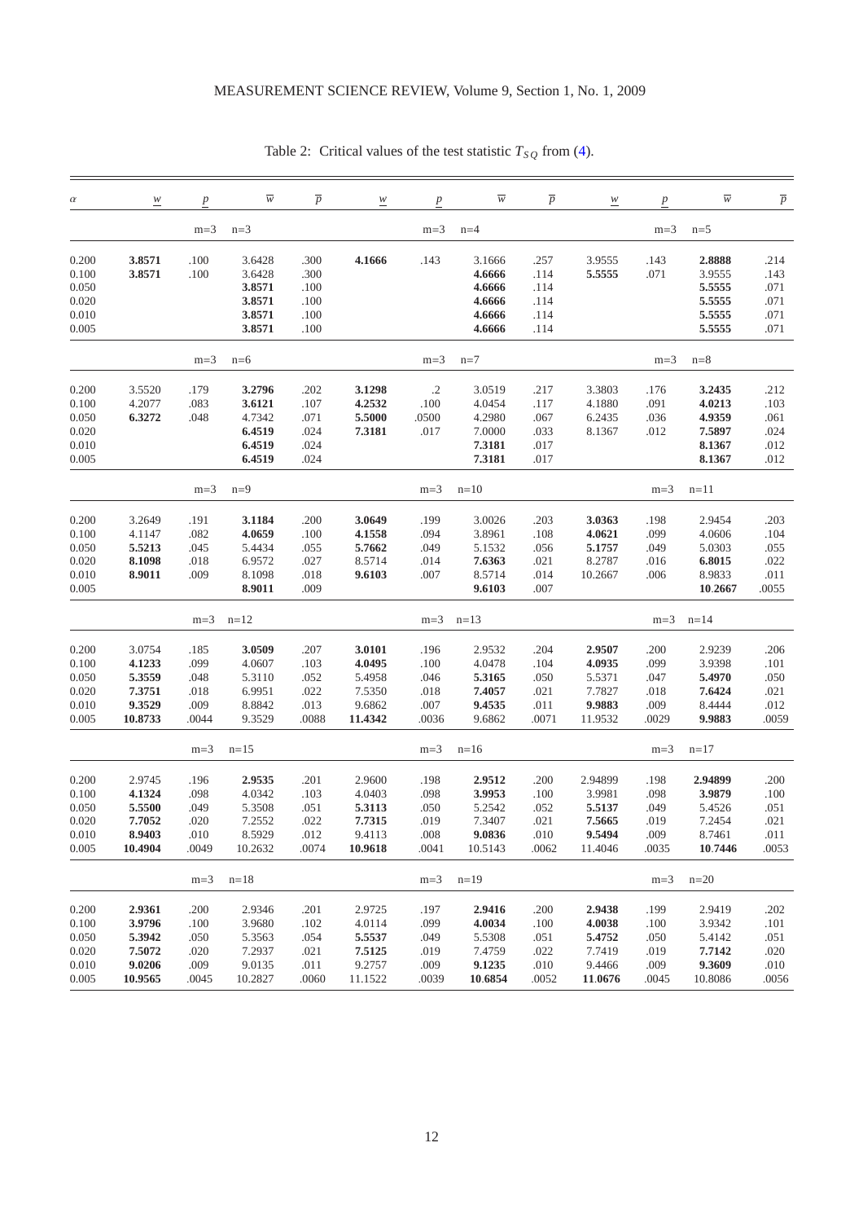Table 2: Critical values of the test statistic $T_{SQ}$ from (4).

| $\alpha$ | $\underline{w}$ | $\underline{p}$ | $\overline{w}$ | $\overline{p}$ | $\underline{w}$ | $\underline{p}$ | $\overline{w}$ | $\overline{p}$ | $\underline{w}$ | $\underline{p}$ | $\overline{w}$ | $\overline{p}$ |
|---|---|---|---|---|---|---|---|---|---|---|---|---|
| | | m=3 | n=3 | | | m=3 | n=4 | | | m=3 | n=5 | |
| 0.200 | **3.8571** | .100 | 3.6428 | .300 | **4.1666** | .143 | 3.1666 | .257 | 3.9555 | .143 | **2.8888** | .214 |
| 0.100 | **3.8571** | .100 | 3.6428 | .300 | | | **4.6666** | .114 | **5.5555** | .071 | 3.9555 | .143 |
| 0.050 | | | **3.8571** | .100 | | | **4.6666** | .114 | | | **5.5555** | .071 |
| 0.020 | | | **3.8571** | .100 | | | **4.6666** | .114 | | | **5.5555** | .071 |
| 0.010 | | | **3.8571** | .100 | | | **4.6666** | .114 | | | **5.5555** | .071 |
| 0.005 | | | **3.8571** | .100 | | | **4.6666** | .114 | | | **5.5555** | .071 |
| | | m=3 | n=6 | | | m=3 | n=7 | | | m=3 | n=8 | |
| 0.200 | 3.5520 | .179 | **3.2796** | .202 | **3.1298** | .2 | 3.0519 | .217 | 3.3803 | .176 | **3.2435** | .212 |
| 0.100 | 4.2077 | .083 | **3.6121** | .107 | **4.2532** | .100 | 4.0454 | .117 | 4.1880 | .091 | **4.0213** | .103 |
| 0.050 | **6.3272** | .048 | 4.7342 | .071 | **5.5000** | .0500 | 4.2980 | .067 | 6.2435 | .036 | **4.9359** | .061 |
| 0.020 | | | **6.4519** | .024 | **7.3181** | .017 | 7.0000 | .033 | 8.1367 | .012 | **7.5897** | .024 |
| 0.010 | | | **6.4519** | .024 | | | **7.3181** | .017 | | | **8.1367** | .012 |
| 0.005 | | | **6.4519** | .024 | | | **7.3181** | .017 | | | **8.1367** | .012 |
| | | m=3 | n=9 | | | m=3 | n=10 | | | m=3 | n=11 | |
| 0.200 | 3.2649 | .191 | **3.1184** | .200 | **3.0649** | .199 | 3.0026 | .203 | **3.0363** | .198 | 2.9454 | .203 |
| 0.100 | 4.1147 | .082 | **4.0659** | .100 | **4.1558** | .094 | 3.8961 | .108 | **4.0621** | .099 | 4.0606 | .104 |
| 0.050 | **5.5213** | .045 | 5.4434 | .055 | **5.7662** | .049 | 5.1532 | .056 | **5.1757** | .049 | 5.0303 | .055 |
| 0.020 | **8.1098** | .018 | 6.9572 | .027 | 8.5714 | .014 | **7.6363** | .021 | 8.2787 | .016 | **6.8015** | .022 |
| 0.010 | **8.9011** | .009 | 8.1098 | .018 | **9.6103** | .007 | 8.5714 | .014 | 10.2667 | .006 | 8.9833 | .011 |
| 0.005 | | | **8.9011** | .009 | | | **9.6103** | .007 | | | **10.2667** | .0055 |
| | | m=3 | n=12 | | | m=3 | n=13 | | | m=3 | n=14 | |
| 0.200 | 3.0754 | .185 | **3.0509** | .207 | **3.0101** | .196 | 2.9532 | .204 | **2.9507** | .200 | 2.9239 | .206 |
| 0.100 | **4.1233** | .099 | 4.0607 | .103 | **4.0495** | .100 | 4.0478 | .104 | **4.0935** | .099 | 3.9398 | .101 |
| 0.050 | **5.3559** | .048 | 5.3110 | .052 | 5.4958 | .046 | **5.3165** | .050 | 5.5371 | .047 | **5.4970** | .050 |
| 0.020 | **7.3751** | .018 | 6.9951 | .022 | 7.5350 | .018 | **7.4057** | .021 | 7.7827 | .018 | **7.6424** | .021 |
| 0.010 | **9.3529** | .009 | 8.8842 | .013 | 9.6862 | .007 | **9.4535** | .011 | **9.9883** | .009 | 8.4444 | .012 |
| 0.005 | **10.8733** | .0044 | 9.3529 | .0088 | **11.4342** | .0036 | 9.6862 | .0071 | 11.9532 | .0029 | **9.9883** | .0059 |
| | | m=3 | n=15 | | | m=3 | n=16 | | | m=3 | n=17 | |
| 0.200 | 2.9745 | .196 | **2.9535** | .201 | 2.9600 | .198 | **2.9512** | .200 | 2.94899 | .198 | **2.94899** | .200 |
| 0.100 | **4.1324** | .098 | 4.0342 | .103 | 4.0403 | .098 | **3.9953** | .100 | 3.9981 | .098 | **3.9879** | .100 |
| 0.050 | **5.5500** | .049 | 5.3508 | .051 | **5.3113** | .050 | 5.2542 | .052 | **5.5137** | .049 | 5.4526 | .051 |
| 0.020 | **7.7052** | .020 | 7.2552 | .022 | **7.7315** | .019 | 7.3407 | .021 | **7.5665** | .019 | 7.2454 | .021 |
| 0.010 | **8.9403** | .010 | 8.5929 | .012 | 9.4113 | .008 | **9.0836** | .010 | **9.5494** | .009 | 8.7461 | .011 |
| 0.005 | **10.4904** | .0049 | 10.2632 | .0074 | **10.9618** | .0041 | 10.5143 | .0062 | 11.4046 | .0035 | **10.7446** | .0053 |
| | | m=3 | n=18 | | | m=3 | n=19 | | | m=3 | n=20 | |
| 0.200 | **2.9361** | .200 | 2.9346 | .201 | 2.9725 | .197 | **2.9416** | .200 | **2.9438** | .199 | 2.9419 | .202 |
| 0.100 | **3.9796** | .100 | 3.9680 | .102 | 4.0114 | .099 | **4.0034** | .100 | **4.0038** | .100 | 3.9342 | .101 |
| 0.050 | **5.3942** | .050 | 5.3563 | .054 | **5.5537** | .049 | 5.5308 | .051 | **5.4752** | .050 | 5.4142 | .051 |
| 0.020 | **7.5072** | .020 | 7.2937 | .021 | **7.5125** | .019 | 7.4759 | .022 | 7.7419 | .019 | **7.7142** | .020 |
| 0.010 | **9.0206** | .009 | 9.0135 | .011 | 9.2757 | .009 | **9.1235** | .010 | 9.4466 | .009 | **9.3609** | .010 |
| 0.005 | **10.9565** | .0045 | 10.2827 | .0060 | 11.1522 | .0039 | **10.6854** | .0052 | **11.0676** | .0045 | 10.8086 | .0056 |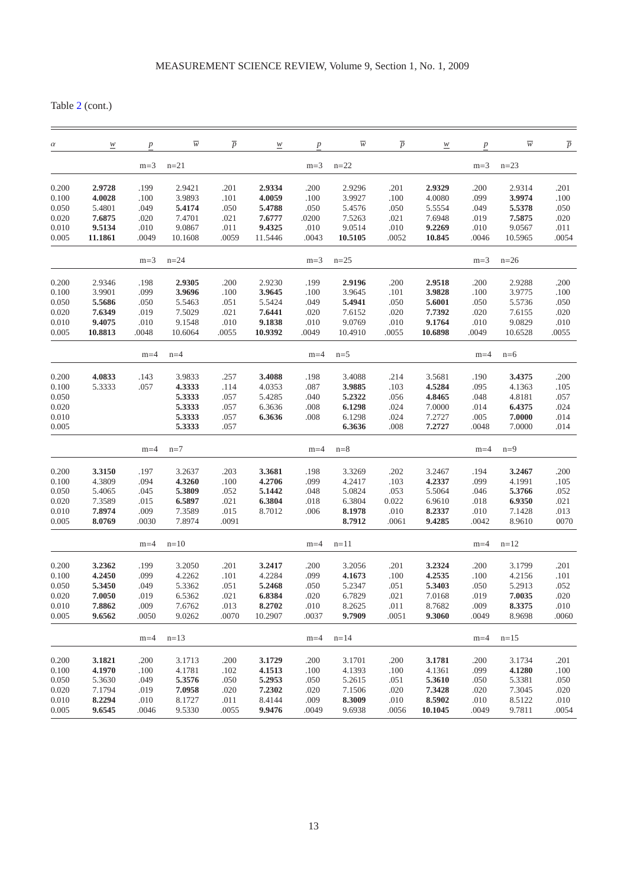Table 2 (cont.)

| $\alpha$ | $\underline{w}$ | $\underline{p}$ | $\overline{w}$ | $\overline{p}$ | $\underline{w}$ | $\underline{p}$ | $\overline{w}$ | $\overline{p}$ | $\underline{w}$ | $\underline{p}$ | $\overline{w}$ | $\overline{p}$ |
|---|---|---|---|---|---|---|---|---|---|---|---|---|
| | | m=3 | n=21 | | | m=3 | n=22 | | | m=3 | n=23 | |
| 0.200 | **2.9728** | .199 | 2.9421 | .201 | **2.9334** | .200 | 2.9296 | .201 | **2.9329** | .200 | 2.9314 | .201 |
| 0.100 | **4.0028** | .100 | 3.9893 | .101 | **4.0059** | .100 | 3.9927 | .100 | 4.0080 | .099 | **3.9974** | .100 |
| 0.050 | 5.4801 | .049 | **5.4174** | .050 | **5.4788** | .050 | 5.4576 | .050 | 5.5554 | .049 | **5.5378** | .050 |
| 0.020 | **7.6875** | .020 | 7.4701 | .021 | **7.6777** | .0200 | 7.5263 | .021 | 7.6948 | .019 | **7.5875** | .020 |
| 0.010 | **9.5134** | .010 | 9.0867 | .011 | **9.4325** | .010 | 9.0514 | .010 | **9.2269** | .010 | 9.0567 | .011 |
| 0.005 | **11.1861** | .0049 | 10.1608 | .0059 | 11.5446 | .0043 | **10.5105** | .0052 | **10.845** | .0046 | 10.5965 | .0054 |
| | | m=3 | n=24 | | | m=3 | n=25 | | | m=3 | n=26 | |
| 0.200 | 2.9346 | .198 | **2.9305** | .200 | 2.9230 | .199 | **2.9196** | .200 | **2.9518** | .200 | 2.9288 | .200 |
| 0.100 | 3.9901 | .099 | **3.9696** | .100 | **3.9645** | .100 | 3.9645 | .101 | **3.9828** | .100 | 3.9775 | .100 |
| 0.050 | **5.5686** | .050 | 5.5463 | .051 | 5.5424 | .049 | **5.4941** | .050 | **5.6001** | .050 | 5.5736 | .050 |
| 0.020 | **7.6349** | .019 | 7.5029 | .021 | **7.6441** | .020 | 7.6152 | .020 | **7.7392** | .020 | 7.6155 | .020 |
| 0.010 | **9.4075** | .010 | 9.1548 | .010 | **9.1838** | .010 | 9.0769 | .010 | **9.1764** | .010 | 9.0829 | .010 |
| 0.005 | **10.8813** | .0048 | 10.6064 | .0055 | **10.9392** | .0049 | 10.4910 | .0055 | **10.6898** | .0049 | 10.6528 | .0055 |
| | | m=4 | n=4 | | | m=4 | n=5 | | | m=4 | n=6 | |
| 0.200 | **4.0833** | .143 | 3.9833 | .257 | **3.4088** | .198 | 3.4088 | .214 | 3.5681 | .190 | **3.4375** | .200 |
| 0.100 | 5.3333 | .057 | **4.3333** | .114 | 4.0353 | .087 | **3.9885** | .103 | **4.5284** | .095 | 4.1363 | .105 |
| 0.050 | | | **5.3333** | .057 | 5.4285 | .040 | **5.2322** | .056 | **4.8465** | .048 | 4.8181 | .057 |
| 0.020 | | | **5.3333** | .057 | 6.3636 | .008 | **6.1298** | .024 | 7.0000 | .014 | **6.4375** | .024 |
| 0.010 | | | **5.3333** | .057 | **6.3636** | .008 | 6.1298 | .024 | 7.2727 | .005 | **7.0000** | .014 |
| 0.005 | | | **5.3333** | .057 | | | **6.3636** | .008 | **7.2727** | .0048 | 7.0000 | .014 |
| | | m=4 | n=7 | | | m=4 | n=8 | | | m=4 | n=9 | |
| 0.200 | **3.3150** | .197 | 3.2637 | .203 | **3.3681** | .198 | 3.3269 | .202 | 3.2467 | .194 | **3.2467** | .200 |
| 0.100 | 4.3809 | .094 | **4.3260** | .100 | **4.2706** | .099 | 4.2417 | .103 | **4.2337** | .099 | 4.1991 | .105 |
| 0.050 | 5.4065 | .045 | **5.3809** | .052 | **5.1442** | .048 | 5.0824 | .053 | 5.5064 | .046 | **5.3766** | .052 |
| 0.020 | 7.3589 | .015 | **6.5897** | .021 | **6.3804** | .018 | 6.3804 | 0.022 | 6.9610 | .018 | **6.9350** | .021 |
| 0.010 | **7.8974** | .009 | 7.3589 | .015 | 8.7012 | .006 | **8.1978** | .010 | **8.2337** | .010 | 7.1428 | .013 |
| 0.005 | **8.0769** | .0030 | 7.8974 | .0091 | | | **8.7912** | .0061 | **9.4285** | .0042 | 8.9610 | 0070 |
| | | m=4 | n=10 | | | m=4 | n=11 | | | m=4 | n=12 | |
| 0.200 | **3.2362** | .199 | 3.2050 | .201 | **3.2417** | .200 | 3.2056 | .201 | **3.2324** | .200 | 3.1799 | .201 |
| 0.100 | **4.2450** | .099 | 4.2262 | .101 | 4.2284 | .099 | **4.1673** | .100 | **4.2535** | .100 | 4.2156 | .101 |
| 0.050 | **5.3450** | .049 | 5.3362 | .051 | **5.2468** | .050 | 5.2347 | .051 | **5.3403** | .050 | 5.2913 | .052 |
| 0.020 | **7.0050** | .019 | 6.5362 | .021 | **6.8384** | .020 | 6.7829 | .021 | 7.0168 | .019 | **7.0035** | .020 |
| 0.010 | **7.8862** | .009 | 7.6762 | .013 | **8.2702** | .010 | 8.2625 | .011 | 8.7682 | .009 | **8.3375** | .010 |
| 0.005 | **9.6562** | .0050 | 9.0262 | .0070 | 10.2907 | .0037 | **9.7909** | .0051 | **9.3060** | .0049 | 8.9698 | .0060 |
| | | m=4 | n=13 | | | m=4 | n=14 | | | m=4 | n=15 | |
| 0.200 | **3.1821** | .200 | 3.1713 | .200 | **3.1729** | .200 | 3.1701 | .200 | **3.1781** | .200 | 3.1734 | .201 |
| 0.100 | **4.1970** | .100 | 4.1781 | .102 | **4.1513** | .100 | 4.1393 | .100 | 4.1361 | .099 | **4.1280** | .100 |
| 0.050 | 5.3630 | .049 | **5.3576** | .050 | **5.2953** | .050 | 5.2615 | .051 | **5.3610** | .050 | 5.3381 | .050 |
| 0.020 | 7.1794 | .019 | **7.0958** | .020 | **7.2302** | .020 | 7.1506 | .020 | **7.3428** | .020 | 7.3045 | .020 |
| 0.010 | **8.2294** | .010 | 8.1727 | .011 | 8.4144 | .009 | **8.3009** | .010 | **8.5902** | .010 | 8.5122 | .010 |
| 0.005 | **9.6545** | .0046 | 9.5330 | .0055 | **9.9476** | .0049 | 9.6938 | .0056 | **10.1045** | .0049 | 9.7811 | .0054 |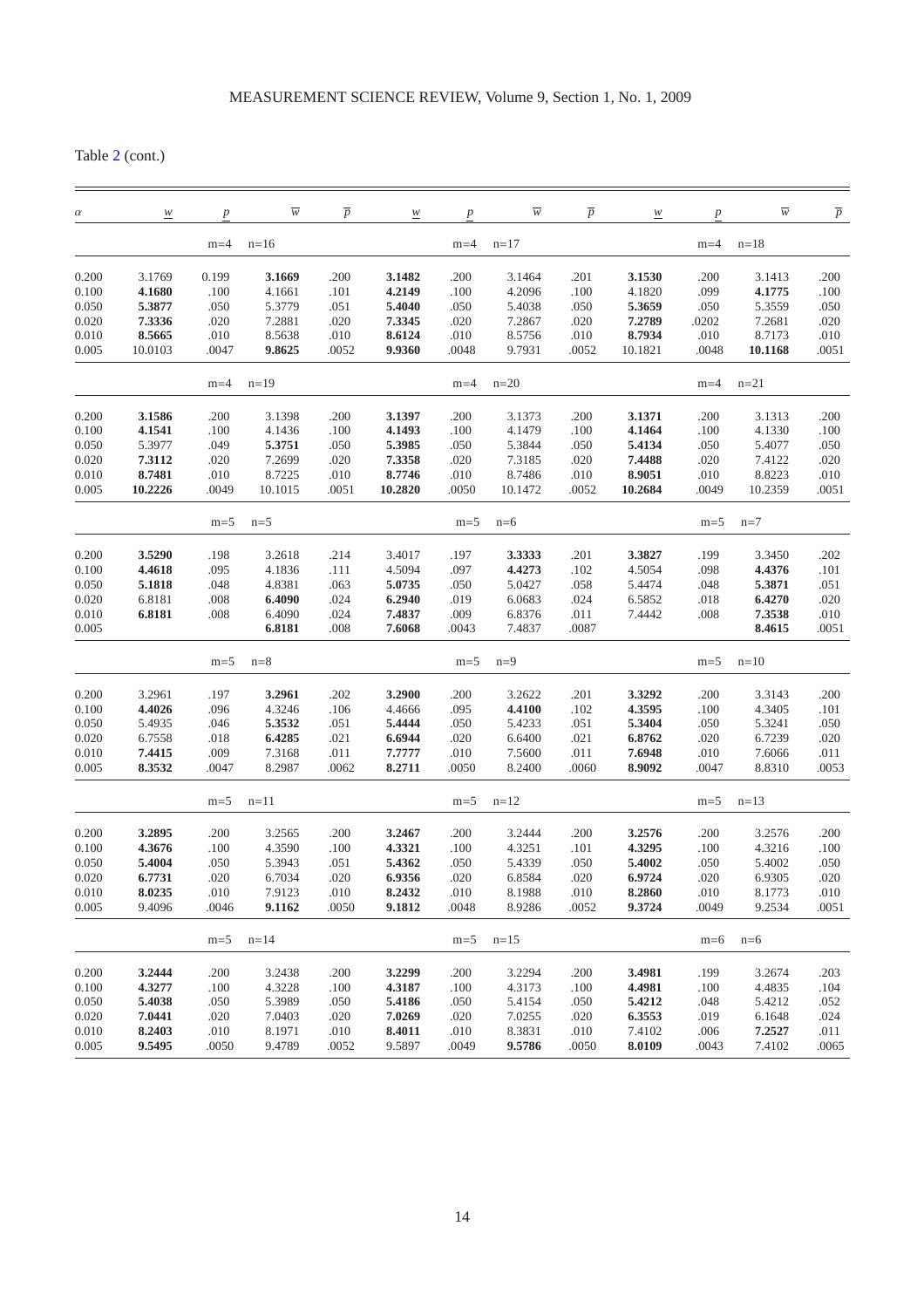Table 2 (cont.)

| $\alpha$ | $\underline{w}$ | $\underline{p}$ | $\overline{w}$ | $\overline{p}$ | $\underline{w}$ | $\underline{p}$ | $\overline{w}$ | $\overline{p}$ | $\underline{w}$ | $\underline{p}$ | $\overline{w}$ | $\overline{p}$ |
|---|---|---|---|---|---|---|---|---|---|---|---|---|
| | | m=4 | n=16 | | | m=4 | n=17 | | | m=4 | n=18 | |
| 0.200 | 3.1769 | 0.199 | **3.1669** | .200 | **3.1482** | .200 | 3.1464 | .201 | **3.1530** | .200 | 3.1413 | .200 |
| 0.100 | **4.1680** | .100 | 4.1661 | .101 | **4.2149** | .100 | 4.2096 | .100 | 4.1820 | .099 | **4.1775** | .100 |
| 0.050 | **5.3877** | .050 | 5.3779 | .051 | **5.4040** | .050 | 5.4038 | .050 | **5.3659** | .050 | 5.3559 | .050 |
| 0.020 | **7.3336** | .020 | 7.2881 | .020 | **7.3345** | .020 | 7.2867 | .020 | **7.2789** | .0202 | 7.2681 | .020 |
| 0.010 | **8.5665** | .010 | 8.5638 | .010 | **8.6124** | .010 | 8.5756 | .010 | **8.7934** | .010 | 8.7173 | .010 |
| 0.005 | 10.0103 | .0047 | **9.8625** | .0052 | **9.9360** | .0048 | 9.7931 | .0052 | 10.1821 | .0048 | **10.1168** | .0051 |
| | | m=4 | n=19 | | | m=4 | n=20 | | | m=4 | n=21 | |
| 0.200 | **3.1586** | .200 | 3.1398 | .200 | **3.1397** | .200 | 3.1373 | .200 | **3.1371** | .200 | 3.1313 | .200 |
| 0.100 | **4.1541** | .100 | 4.1436 | .100 | **4.1493** | .100 | 4.1479 | .100 | **4.1464** | .100 | 4.1330 | .100 |
| 0.050 | 5.3977 | .049 | **5.3751** | .050 | **5.3985** | .050 | 5.3844 | .050 | **5.4134** | .050 | 5.4077 | .050 |
| 0.020 | **7.3112** | .020 | 7.2699 | .020 | **7.3358** | .020 | 7.3185 | .020 | **7.4488** | .020 | 7.4122 | .020 |
| 0.010 | **8.7481** | .010 | 8.7225 | .010 | **8.7746** | .010 | 8.7486 | .010 | **8.9051** | .010 | 8.8223 | .010 |
| 0.005 | **10.2226** | .0049 | 10.1015 | .0051 | **10.2820** | .0050 | 10.1472 | .0052 | **10.2684** | .0049 | 10.2359 | .0051 |
| | | m=5 | n=5 | | | m=5 | n=6 | | | m=5 | n=7 | |
| 0.200 | **3.5290** | .198 | 3.2618 | .214 | 3.4017 | .197 | **3.3333** | .201 | **3.3827** | .199 | 3.3450 | .202 |
| 0.100 | **4.4618** | .095 | 4.1836 | .111 | 4.5094 | .097 | **4.4273** | .102 | 4.5054 | .098 | **4.4376** | .101 |
| 0.050 | **5.1818** | .048 | 4.8381 | .063 | **5.0735** | .050 | 5.0427 | .058 | 5.4474 | .048 | **5.3871** | .051 |
| 0.020 | 6.8181 | .008 | **6.4090** | .024 | **6.2940** | .019 | 6.0683 | .024 | 6.5852 | .018 | **6.4270** | .020 |
| 0.010 | **6.8181** | .008 | 6.4090 | .024 | **7.4837** | .009 | 6.8376 | .011 | 7.4442 | .008 | **7.3538** | .010 |
| 0.005 | | | **6.8181** | .008 | **7.6068** | .0043 | 7.4837 | .0087 | | | **8.4615** | .0051 |
| | | m=5 | n=8 | | | m=5 | n=9 | | | m=5 | n=10 | |
| 0.200 | 3.2961 | .197 | **3.2961** | .202 | **3.2900** | .200 | 3.2622 | .201 | **3.3292** | .200 | 3.3143 | .200 |
| 0.100 | **4.4026** | .096 | 4.3246 | .106 | 4.4666 | .095 | **4.4100** | .102 | **4.3595** | .100 | 4.3405 | .101 |
| 0.050 | 5.4935 | .046 | **5.3532** | .051 | **5.4444** | .050 | 5.4233 | .051 | **5.3404** | .050 | 5.3241 | .050 |
| 0.020 | 6.7558 | .018 | **6.4285** | .021 | **6.6944** | .020 | 6.6400 | .021 | **6.8762** | .020 | 6.7239 | .020 |
| 0.010 | **7.4415** | .009 | 7.3168 | .011 | **7.7777** | .010 | 7.5600 | .011 | **7.6948** | .010 | 7.6066 | .011 |
| 0.005 | **8.3532** | .0047 | 8.2987 | .0062 | **8.2711** | .0050 | 8.2400 | .0060 | **8.9092** | .0047 | 8.8310 | .0053 |
| | | m=5 | n=11 | | | m=5 | n=12 | | | m=5 | n=13 | |
| 0.200 | **3.2895** | .200 | 3.2565 | .200 | **3.2467** | .200 | 3.2444 | .200 | **3.2576** | .200 | 3.2576 | .200 |
| 0.100 | **4.3676** | .100 | 4.3590 | .100 | **4.3321** | .100 | 4.3251 | .101 | **4.3295** | .100 | 4.3216 | .100 |
| 0.050 | **5.4004** | .050 | 5.3943 | .051 | **5.4362** | .050 | 5.4339 | .050 | **5.4002** | .050 | 5.4002 | .050 |
| 0.020 | **6.7731** | .020 | 6.7034 | .020 | **6.9356** | .020 | 6.8584 | .020 | **6.9724** | .020 | 6.9305 | .020 |
| 0.010 | **8.0235** | .010 | 7.9123 | .010 | **8.2432** | .010 | 8.1988 | .010 | **8.2860** | .010 | 8.1773 | .010 |
| 0.005 | 9.4096 | .0046 | **9.1162** | .0050 | **9.1812** | .0048 | 8.9286 | .0052 | **9.3724** | .0049 | 9.2534 | .0051 |
| | | m=5 | n=14 | | | m=5 | n=15 | | | m=6 | n=6 | |
| 0.200 | **3.2444** | .200 | 3.2438 | .200 | **3.2299** | .200 | 3.2294 | .200 | **3.4981** | .199 | 3.2674 | .203 |
| 0.100 | **4.3277** | .100 | 4.3228 | .100 | **4.3187** | .100 | 4.3173 | .100 | **4.4981** | .100 | 4.4835 | .104 |
| 0.050 | **5.4038** | .050 | 5.3989 | .050 | **5.4186** | .050 | 5.4154 | .050 | **5.4212** | .048 | 5.4212 | .052 |
| 0.020 | **7.0441** | .020 | 7.0403 | .020 | **7.0269** | .020 | 7.0255 | .020 | **6.3553** | .019 | 6.1648 | .024 |
| 0.010 | **8.2403** | .010 | 8.1971 | .010 | **8.4011** | .010 | 8.3831 | .010 | 7.4102 | .006 | **7.2527** | .011 |
| 0.005 | **9.5495** | .0050 | 9.4789 | .0052 | 9.5897 | .0049 | **9.5786** | .0050 | **8.0109** | .0043 | 7.4102 | .0065 |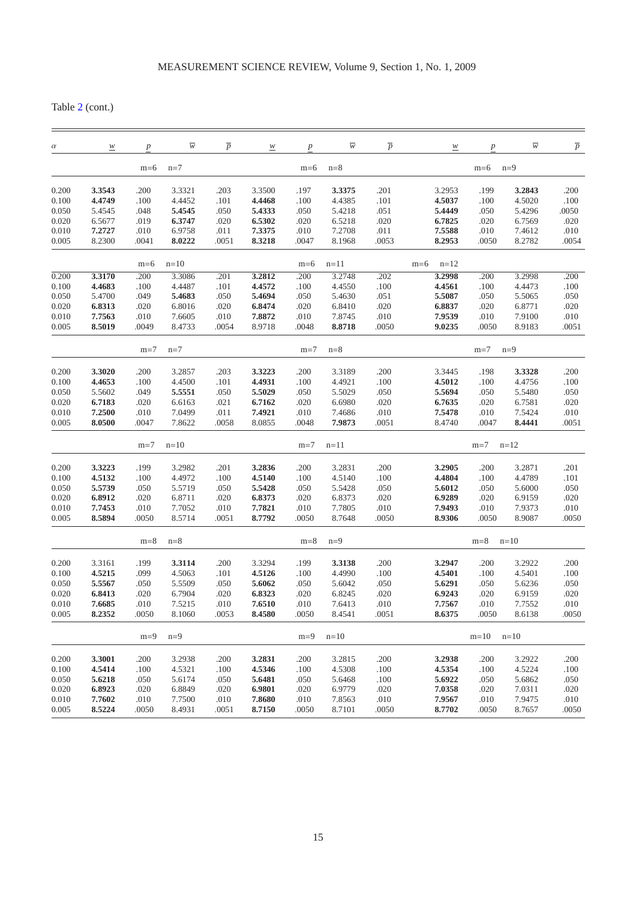Table 2 (cont.)

| $\alpha$ | $\underline{w}$ | $\underline{p}$ | $\overline{w}$ | $\overline{p}$ | $\underline{w}$ | $\underline{p}$ | $\overline{w}$ | $\overline{p}$ | $\underline{w}$ | $\underline{p}$ | $\overline{w}$ | $\overline{p}$ |
|---|---|---|---|---|---|---|---|---|---|---|---|---|
| | | m=6 n=7 | | | | m=6 n=8 | | | | m=6 n=9 | | |
| 0.200 | **3.3543** | .200 | 3.3321 | .203 | 3.3500 | .197 | **3.3375** | .201 | 3.2953 | .199 | **3.2843** | .200 |
| 0.100 | **4.4749** | .100 | 4.4452 | .101 | **4.4468** | .100 | 4.4385 | .101 | **4.5037** | .100 | 4.5020 | .100 |
| 0.050 | 5.4545 | .048 | **5.4545** | .050 | **5.4333** | .050 | 5.4218 | .051 | **5.4449** | .050 | 5.4296 | .0050 |
| 0.020 | 6.5677 | .019 | **6.3747** | .020 | **6.5302** | .020 | 6.5218 | .020 | **6.7825** | .020 | 6.7569 | .020 |
| 0.010 | **7.2727** | .010 | 6.9758 | .011 | **7.3375** | .010 | 7.2708 | .011 | **7.5588** | .010 | 7.4612 | .010 |
| 0.005 | 8.2300 | .0041 | **8.0222** | .0051 | **8.3218** | .0047 | 8.1968 | .0053 | **8.2953** | .0050 | 8.2782 | .0054 |
| | | m=6 n=10 | | | | m=6 n=11 | | | m=6 n=12 | | | |
| 0.200 | **3.3170** | .200 | 3.3086 | .201 | **3.2812** | .200 | 3.2748 | .202 | **3.2998** | .200 | 3.2998 | .200 |
| 0.100 | **4.4683** | .100 | 4.4487 | .101 | **4.4572** | .100 | 4.4550 | .100 | **4.4561** | .100 | 4.4473 | .100 |
| 0.050 | 5.4700 | .049 | **5.4683** | .050 | **5.4694** | .050 | 5.4630 | .051 | **5.5087** | .050 | 5.5065 | .050 |
| 0.020 | **6.8313** | .020 | 6.8016 | .020 | **6.8474** | .020 | 6.8410 | .020 | **6.8837** | .020 | 6.8771 | .020 |
| 0.010 | **7.7563** | .010 | 7.6605 | .010 | **7.8872** | .010 | 7.8745 | .010 | **7.9539** | .010 | 7.9100 | .010 |
| 0.005 | **8.5019** | .0049 | 8.4733 | .0054 | 8.9718 | .0048 | **8.8718** | .0050 | **9.0235** | .0050 | 8.9183 | .0051 |
| | | m=7 n=7 | | | | m=7 n=8 | | | | m=7 n=9 | | |
| 0.200 | **3.3020** | .200 | 3.2857 | .203 | **3.3223** | .200 | 3.3189 | .200 | 3.3445 | .198 | **3.3328** | .200 |
| 0.100 | **4.4653** | .100 | 4.4500 | .101 | **4.4931** | .100 | 4.4921 | .100 | **4.5012** | .100 | 4.4756 | .100 |
| 0.050 | 5.5602 | .049 | **5.5551** | .050 | **5.5029** | .050 | 5.5029 | .050 | **5.5694** | .050 | 5.5480 | .050 |
| 0.020 | **6.7183** | .020 | 6.6163 | .021 | **6.7162** | .020 | 6.6980 | .020 | **6.7635** | .020 | 6.7581 | .020 |
| 0.010 | **7.2500** | .010 | 7.0499 | .011 | **7.4921** | .010 | 7.4686 | .010 | **7.5478** | .010 | 7.5424 | .010 |
| 0.005 | **8.0500** | .0047 | 7.8622 | .0058 | 8.0855 | .0048 | **7.9873** | .0051 | 8.4740 | .0047 | **8.4441** | .0051 |
| | | m=7 n=10 | | | | m=7 n=11 | | | | m=7 n=12 | | |
| 0.200 | **3.3223** | .199 | 3.2982 | .201 | **3.2836** | .200 | 3.2831 | .200 | **3.2905** | .200 | 3.2871 | .201 |
| 0.100 | **4.5132** | .100 | 4.4972 | .100 | **4.5140** | .100 | 4.5140 | .100 | **4.4804** | .100 | 4.4789 | .101 |
| 0.050 | **5.5739** | .050 | 5.5719 | .050 | **5.5428** | .050 | 5.5428 | .050 | **5.6012** | .050 | 5.6000 | .050 |
| 0.020 | **6.8912** | .020 | 6.8711 | .020 | **6.8373** | .020 | 6.8373 | .020 | **6.9289** | .020 | 6.9159 | .020 |
| 0.010 | **7.7453** | .010 | 7.7052 | .010 | **7.7821** | .010 | 7.7805 | .010 | **7.9493** | .010 | 7.9373 | .010 |
| 0.005 | **8.5894** | .0050 | 8.5714 | .0051 | **8.7792** | .0050 | 8.7648 | .0050 | **8.9306** | .0050 | 8.9087 | .0050 |
| | | m=8 n=8 | | | | m=8 n=9 | | | | m=8 n=10 | | |
| 0.200 | 3.3161 | .199 | **3.3114** | .200 | 3.3294 | .199 | **3.3138** | .200 | **3.2947** | .200 | 3.2922 | .200 |
| 0.100 | **4.5215** | .099 | 4.5063 | .101 | **4.5126** | .100 | 4.4990 | .100 | **4.5401** | .100 | 4.5401 | .100 |
| 0.050 | **5.5567** | .050 | 5.5509 | .050 | **5.6062** | .050 | 5.6042 | .050 | **5.6291** | .050 | 5.6236 | .050 |
| 0.020 | **6.8413** | .020 | 6.7904 | .020 | **6.8323** | .020 | 6.8245 | .020 | **6.9243** | .020 | 6.9159 | .020 |
| 0.010 | **7.6685** | .010 | 7.5215 | .010 | **7.6510** | .010 | 7.6413 | .010 | **7.7567** | .010 | 7.7552 | .010 |
| 0.005 | **8.2352** | .0050 | 8.1060 | .0053 | **8.4580** | .0050 | 8.4541 | .0051 | **8.6375** | .0050 | 8.6138 | .0050 |
| | | m=9 n=9 | | | | m=9 n=10 | | | | m=10 n=10 | | |
| 0.200 | **3.3001** | .200 | 3.2938 | .200 | **3.2831** | .200 | 3.2815 | .200 | **3.2938** | .200 | 3.2922 | .200 |
| 0.100 | **4.5414** | .100 | 4.5321 | .100 | **4.5346** | .100 | 4.5308 | .100 | **4.5354** | .100 | 4.5224 | .100 |
| 0.050 | **5.6218** | .050 | 5.6174 | .050 | **5.6481** | .050 | 5.6468 | .100 | **5.6922** | .050 | 5.6862 | .050 |
| 0.020 | **6.8923** | .020 | 6.8849 | .020 | **6.9801** | .020 | 6.9779 | .020 | **7.0358** | .020 | 7.0311 | .020 |
| 0.010 | **7.7602** | .010 | 7.7500 | .010 | **7.8680** | .010 | 7.8563 | .010 | **7.9567** | .010 | 7.9475 | .010 |
| 0.005 | **8.5224** | .0050 | 8.4931 | .0051 | **8.7150** | .0050 | 8.7101 | .0050 | **8.7702** | .0050 | 8.7657 | .0050 |